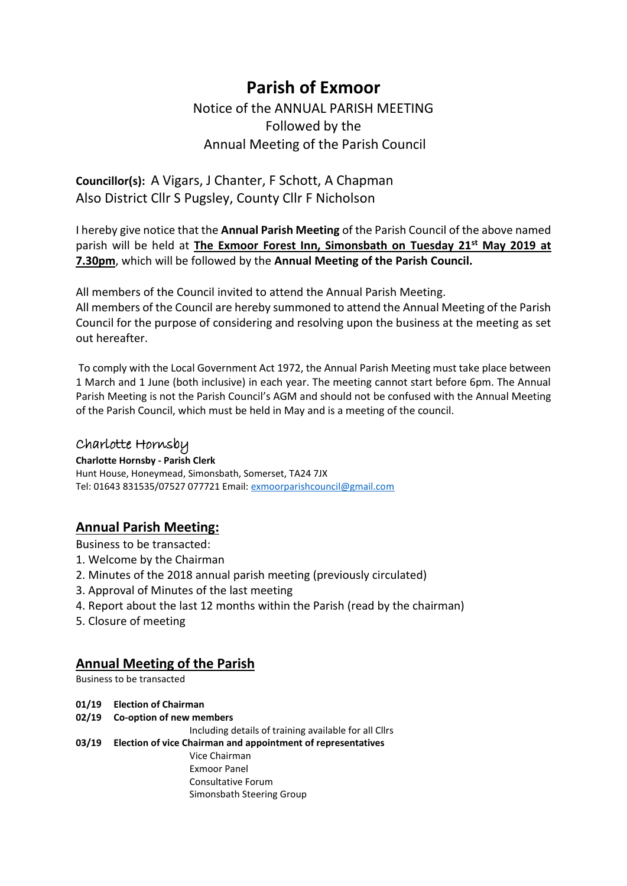# Parish of Exmoor

Notice of the ANNUAL PARISH MEETING
Followed by the
Annual Meeting of the Parish Council

**Councillor(s):** A Vigars, J Chanter, F Schott, A Chapman
Also District Cllr S Pugsley, County Cllr F Nicholson

I hereby give notice that the **Annual Parish Meeting** of the Parish Council of the above named parish will be held at **The Exmoor Forest Inn, Simonsbath on Tuesday 21st May 2019 at 7.30pm**, which will be followed by the **Annual Meeting of the Parish Council.**

All members of the Council invited to attend the Annual Parish Meeting.
All members of the Council are hereby summoned to attend the Annual Meeting of the Parish Council for the purpose of considering and resolving upon the business at the meeting as set out hereafter.

To comply with the Local Government Act 1972, the Annual Parish Meeting must take place between 1 March and 1 June (both inclusive) in each year. The meeting cannot start before 6pm. The Annual Parish Meeting is not the Parish Council's AGM and should not be confused with the Annual Meeting of the Parish Council, which must be held in May and is a meeting of the council.

Charlotte Hornsby
**Charlotte Hornsby - Parish Clerk**
Hunt House, Honeymead, Simonsbath, Somerset, TA24 7JX
Tel: 01643 831535/07527 077721 Email: exmoorparishcouncil@gmail.com

## Annual Parish Meeting:

Business to be transacted:

1. Welcome by the Chairman
2. Minutes of the 2018 annual parish meeting (previously circulated)
3. Approval of Minutes of the last meeting
4. Report about the last 12 months within the Parish (read by the chairman)
5. Closure of meeting

## Annual Meeting of the Parish

Business to be transacted

**01/19 Election of Chairman**

**02/19 Co-option of new members**

Including details of training available for all Cllrs

**03/19 Election of vice Chairman and appointment of representatives**

Vice Chairman
Exmoor Panel
Consultative Forum
Simonsbath Steering Group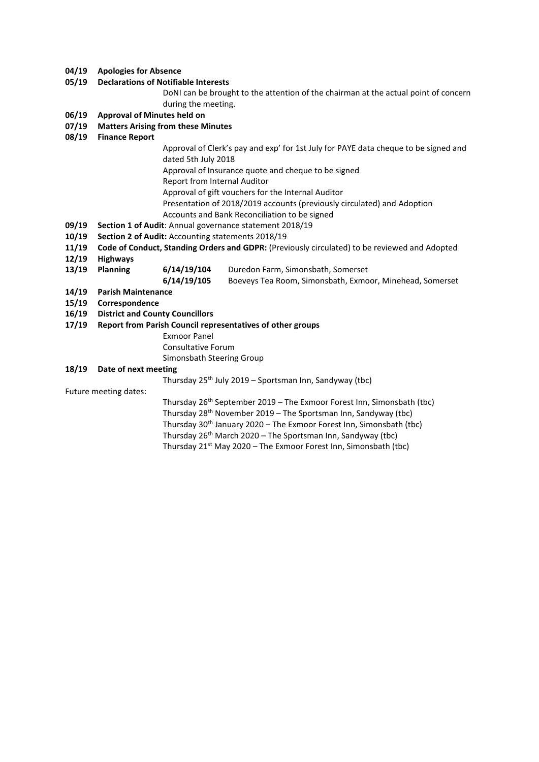**04/19 Apologies for Absence**

**05/19 Declarations of Notifiable Interests**

DoNI can be brought to the attention of the chairman at the actual point of concern during the meeting.

**06/19 Approval of Minutes held on**

**07/19 Matters Arising from these Minutes**

**08/19 Finance Report**

Approval of Clerk's pay and exp' for 1st July for PAYE data cheque to be signed and dated 5th July 2018

Approval of Insurance quote and cheque to be signed

Report from Internal Auditor

Approval of gift vouchers for the Internal Auditor

Presentation of 2018/2019 accounts (previously circulated) and Adoption

Accounts and Bank Reconciliation to be signed

**09/19 Section 1 of Audit**: Annual governance statement 2018/19

**10/19 Section 2 of Audit:** Accounting statements 2018/19

**11/19 Code of Conduct, Standing Orders and GDPR:** (Previously circulated) to be reviewed and Adopted

**12/19 Highways**

**13/19 Planning**

**6/14/19/104** Duredon Farm, Simonsbath, Somerset

**6/14/19/105** Boeveys Tea Room, Simonsbath, Exmoor, Minehead, Somerset

**14/19 Parish Maintenance**

**15/19 Correspondence**

**16/19 District and County Councillors**

**17/19 Report from Parish Council representatives of other groups**

Exmoor Panel

Consultative Forum

Simonsbath Steering Group

**18/19 Date of next meeting**

Thursday 25th July 2019 – Sportsman Inn, Sandyway (tbc)

Future meeting dates:

Thursday 26th September 2019 – The Exmoor Forest Inn, Simonsbath (tbc)

Thursday 28th November 2019 – The Sportsman Inn, Sandyway (tbc)

Thursday 30th January 2020 – The Exmoor Forest Inn, Simonsbath (tbc)

Thursday 26th March 2020 – The Sportsman Inn, Sandyway (tbc)

Thursday 21st May 2020 – The Exmoor Forest Inn, Simonsbath (tbc)